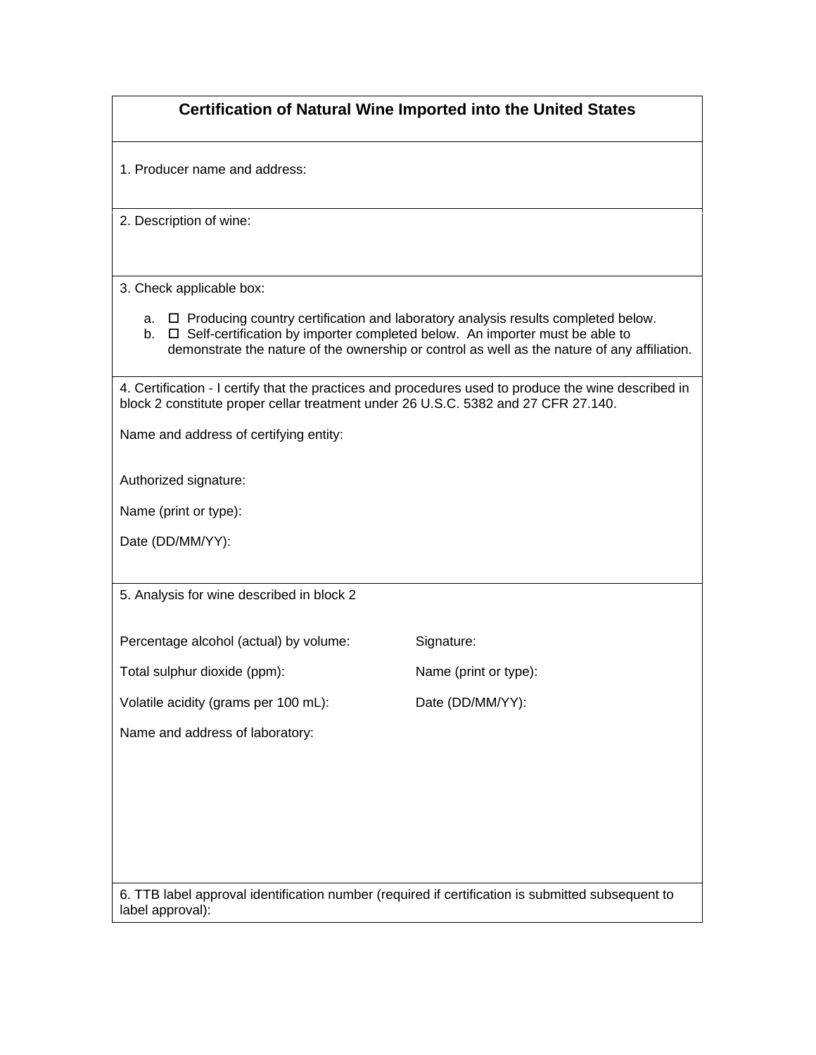# Certification of Natural Wine Imported into the United States

1. Producer name and address:

2. Description of wine:

3. Check applicable box:

   a. ☐ Producing country certification and laboratory analysis results completed below.
   b. ☐ Self-certification by importer completed below. An importer must be able to demonstrate the nature of the ownership or control as well as the nature of any affiliation.

4. Certification - I certify that the practices and procedures used to produce the wine described in block 2 constitute proper cellar treatment under 26 U.S.C. 5382 and 27 CFR 27.140.

Name and address of certifying entity:

Authorized signature:

Name (print or type):

Date (DD/MM/YY):

5. Analysis for wine described in block 2

Percentage alcohol (actual) by volume:

Total sulphur dioxide (ppm):

Volatile acidity (grams per 100 mL):

Name and address of laboratory:

Signature:

Name (print or type):

Date (DD/MM/YY):

6. TTB label approval identification number (required if certification is submitted subsequent to label approval):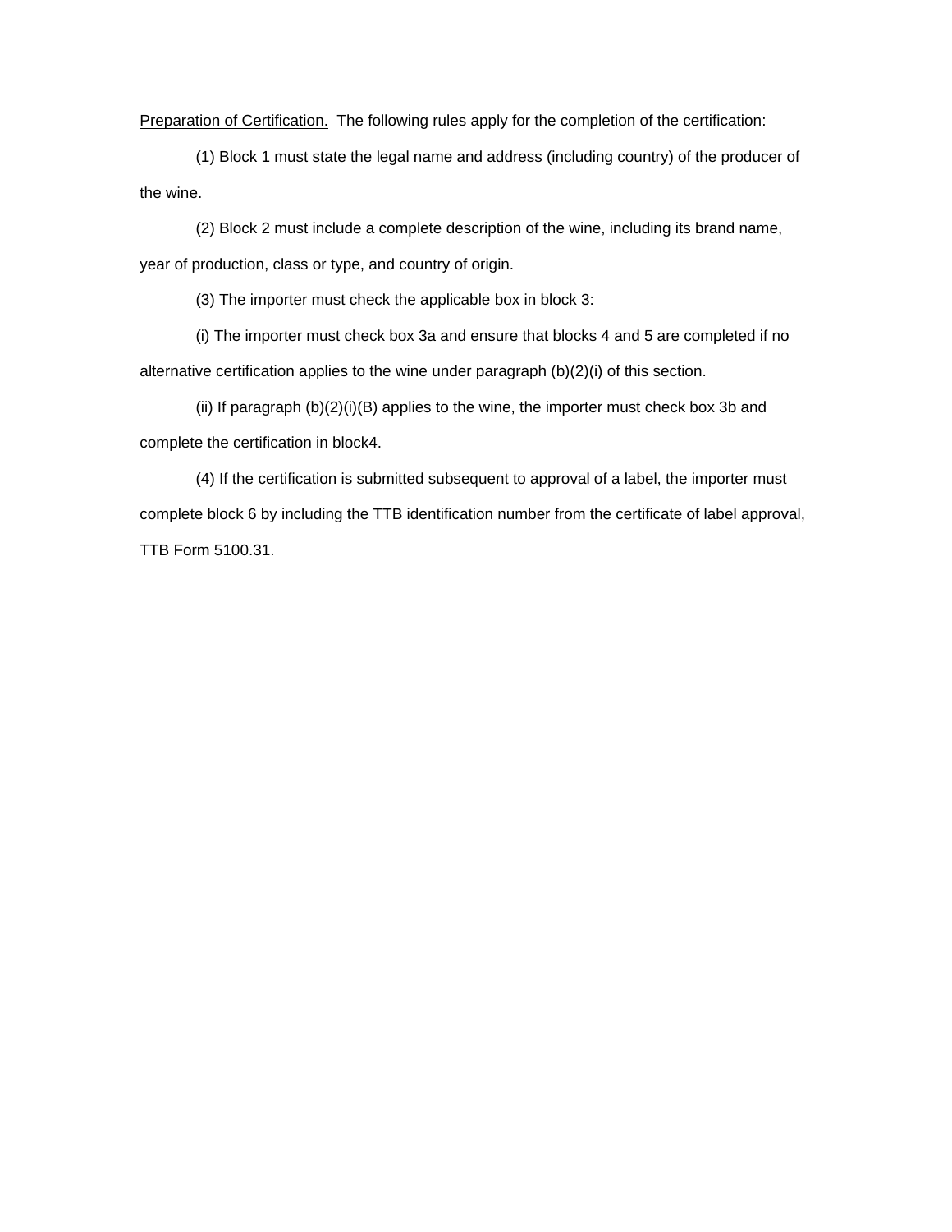<u>Preparation of Certification.</u> The following rules apply for the completion of the certification:

(1) Block 1 must state the legal name and address (including country) of the producer of the wine.

(2) Block 2 must include a complete description of the wine, including its brand name, year of production, class or type, and country of origin.

(3) The importer must check the applicable box in block 3:

(i) The importer must check box 3a and ensure that blocks 4 and 5 are completed if no alternative certification applies to the wine under paragraph (b)(2)(i) of this section.

(ii) If paragraph (b)(2)(i)(B) applies to the wine, the importer must check box 3b and complete the certification in block4.

(4) If the certification is submitted subsequent to approval of a label, the importer must complete block 6 by including the TTB identification number from the certificate of label approval, TTB Form 5100.31.